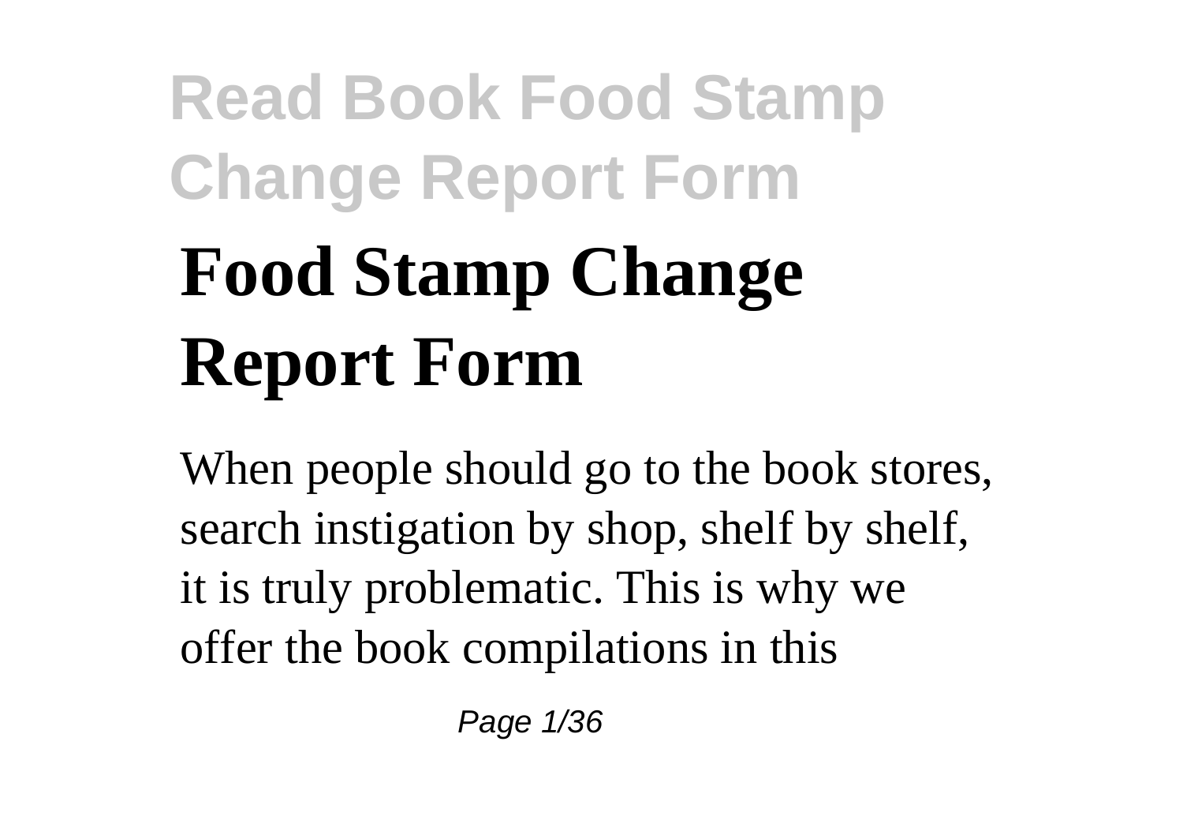# Food Stamp Change Report Form

When people should go to the book stores, search instigation by shop, shelf by shelf, it is truly problematic. This is why we offer the book compilations in this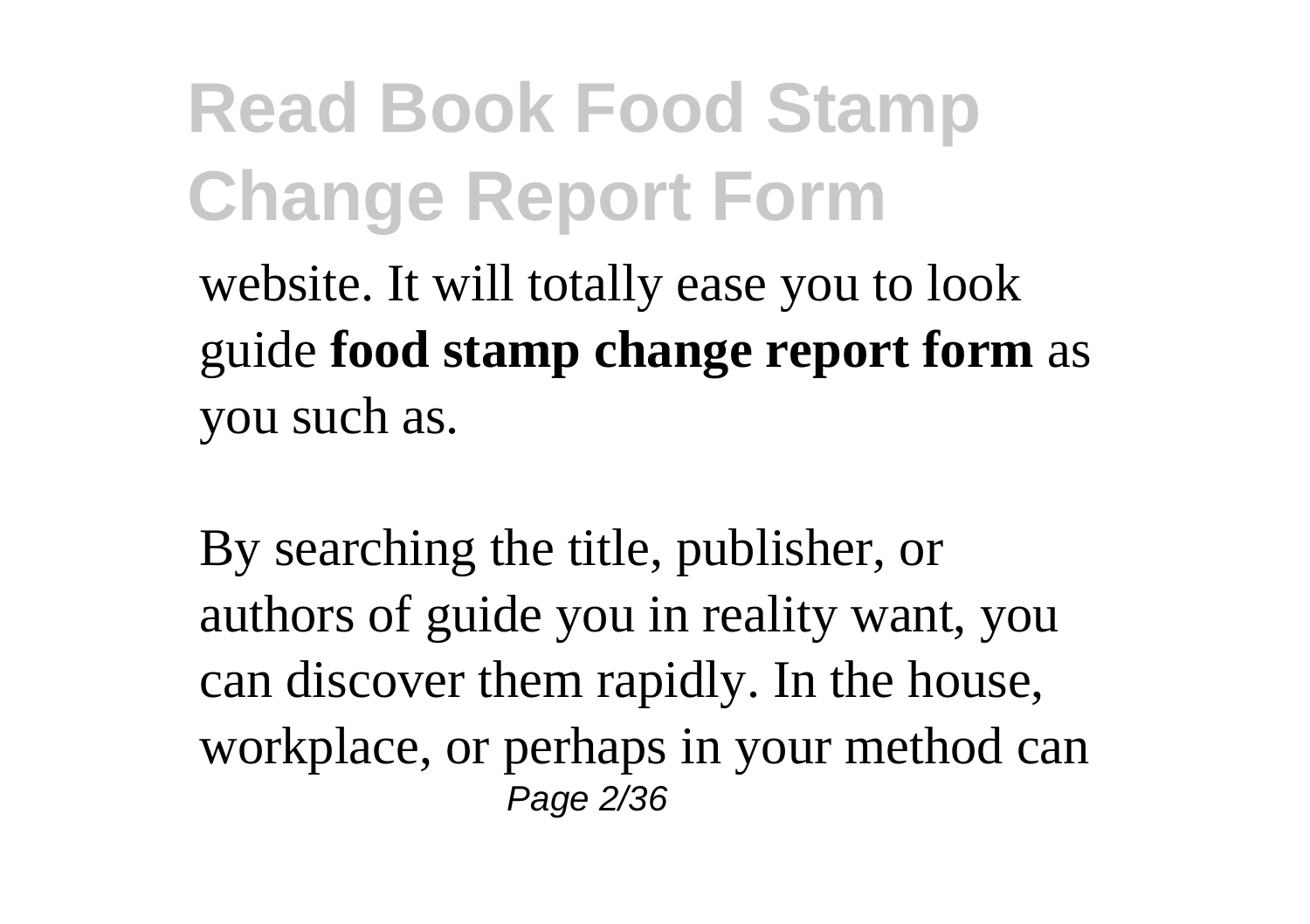website. It will totally ease you to look guide **food stamp change report form** as you such as.

By searching the title, publisher, or authors of guide you in reality want, you can discover them rapidly. In the house, workplace, or perhaps in your method can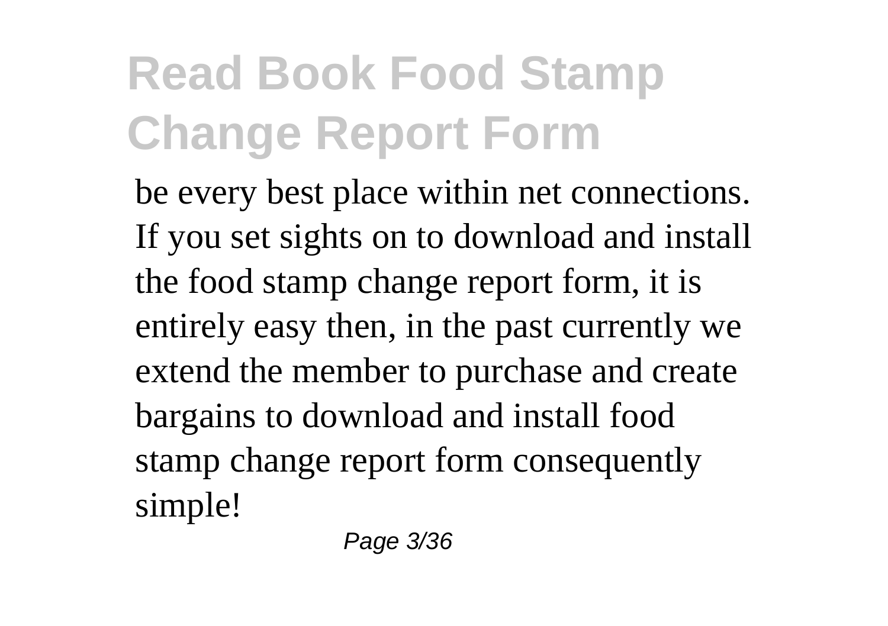be every best place within net connections. If you set sights on to download and install the food stamp change report form, it is entirely easy then, in the past currently we extend the member to purchase and create bargains to download and install food stamp change report form consequently simple!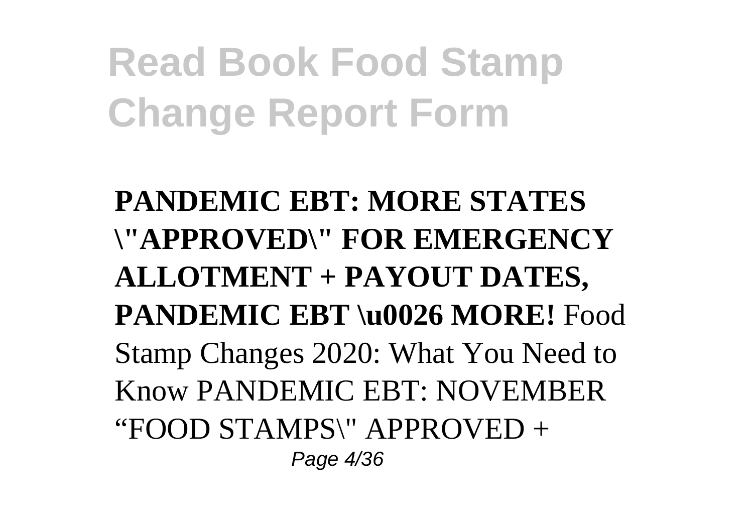**PANDEMIC EBT: MORE STATES \"APPROVED\" FOR EMERGENCY ALLOTMENT + PAYOUT DATES, PANDEMIC EBT \u0026 MORE!** Food Stamp Changes 2020: What You Need to Know PANDEMIC EBT: NOVEMBER “FOOD STAMPS\" APPROVED +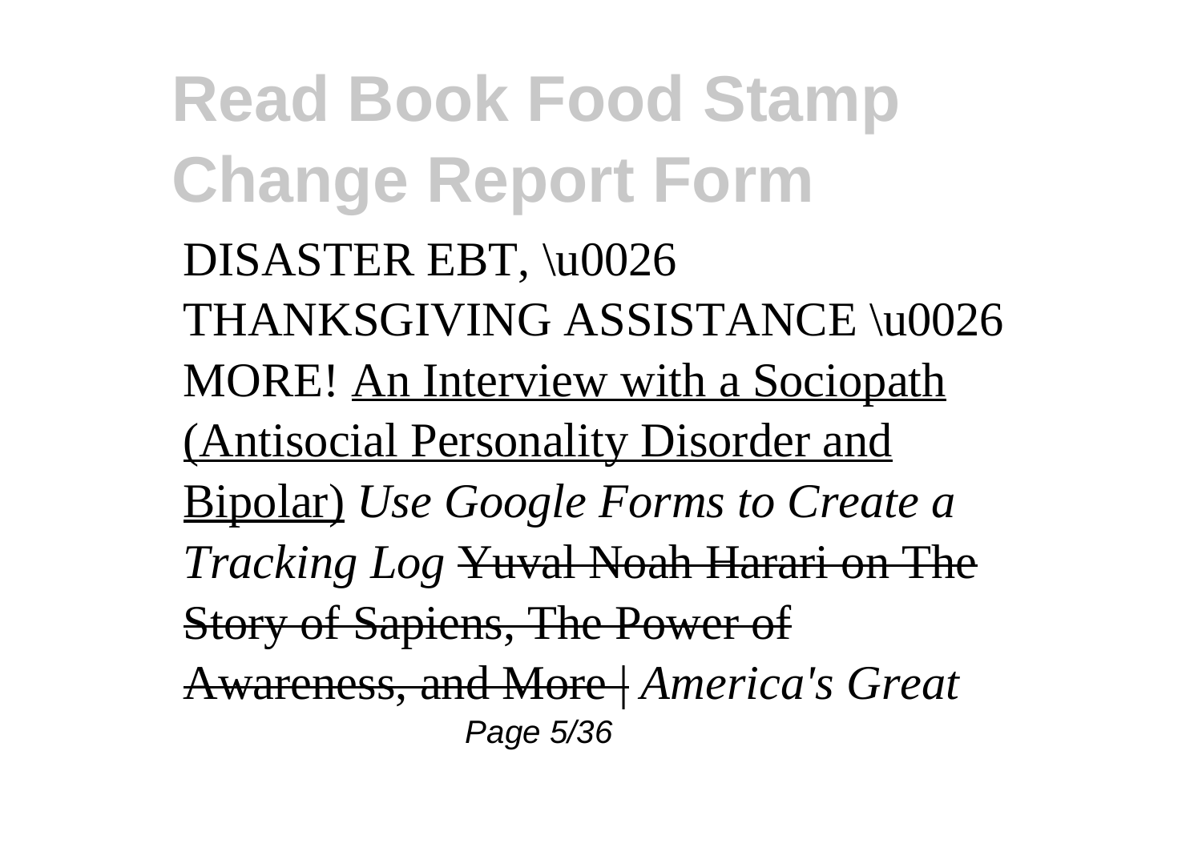DISASTER EBT, \u0026 THANKSGIVING ASSISTANCE \u0026 MORE! An Interview with a Sociopath (Antisocial Personality Disorder and Bipolar) *Use Google Forms to Create a Tracking Log* ~~Yuval Noah Harari on The Story of Sapiens, The Power of Awareness, and More |~~ *America's Great*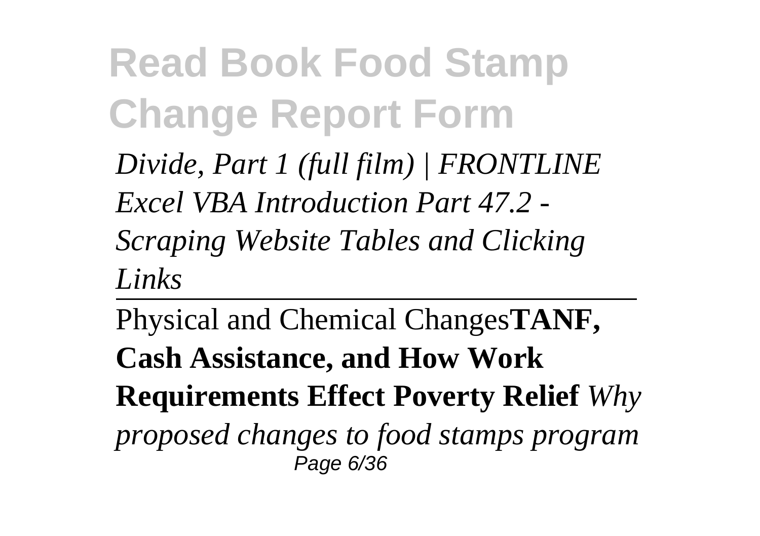*Divide, Part 1 (full film) | FRONTLINE*
*Excel VBA Introduction Part 47.2 - Scraping Website Tables and Clicking Links*

---

Physical and Chemical Changes**TANF, Cash Assistance, and How Work Requirements Effect Poverty Relief** *Why proposed changes to food stamps program*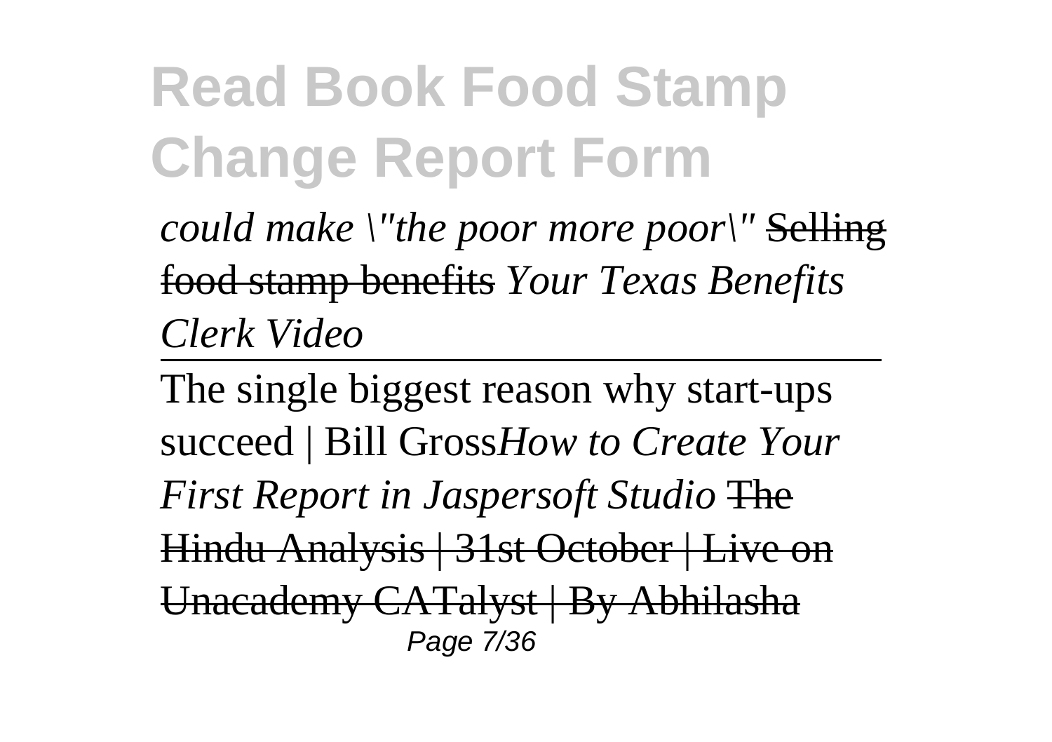*could make \"the poor more poor\"* ~~Selling food stamp benefits~~ *Your Texas Benefits Clerk Video*

---

The single biggest reason why start-ups succeed | Bill Gross*How to Create Your First Report in Jaspersoft Studio* ~~The Hindu Analysis | 31st October | Live on Unacademy CATalyst | By Abhilasha~~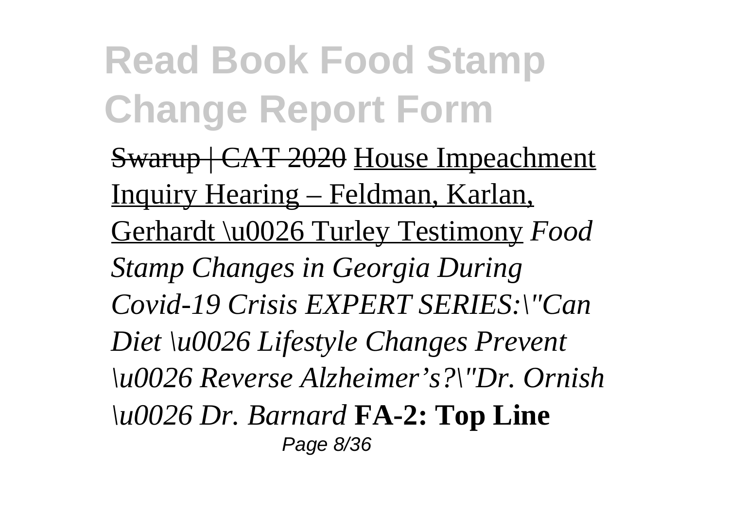Swarup | CAT 2020 House Impeachment Inquiry Hearing – Feldman, Karlan, Gerhardt \u0026 Turley Testimony *Food Stamp Changes in Georgia During Covid-19 Crisis EXPERT SERIES:\"Can Diet \u0026 Lifestyle Changes Prevent \u0026 Reverse Alzheimer's?\"Dr. Ornish \u0026 Dr. Barnard* **FA-2: Top Line**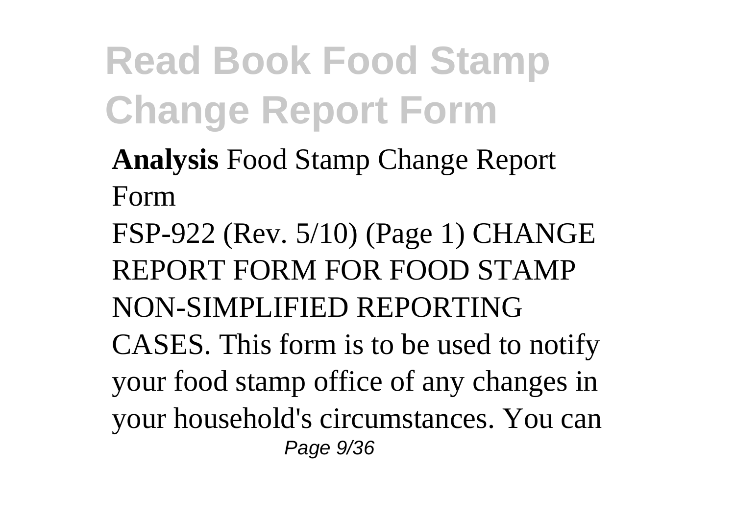- **Analysis** Food Stamp Change Report Form

FSP-922 (Rev. 5/10) (Page 1) CHANGE REPORT FORM FOR FOOD STAMP NON-SIMPLIFIED REPORTING CASES. This form is to be used to notify your food stamp office of any changes in your household's circumstances. You can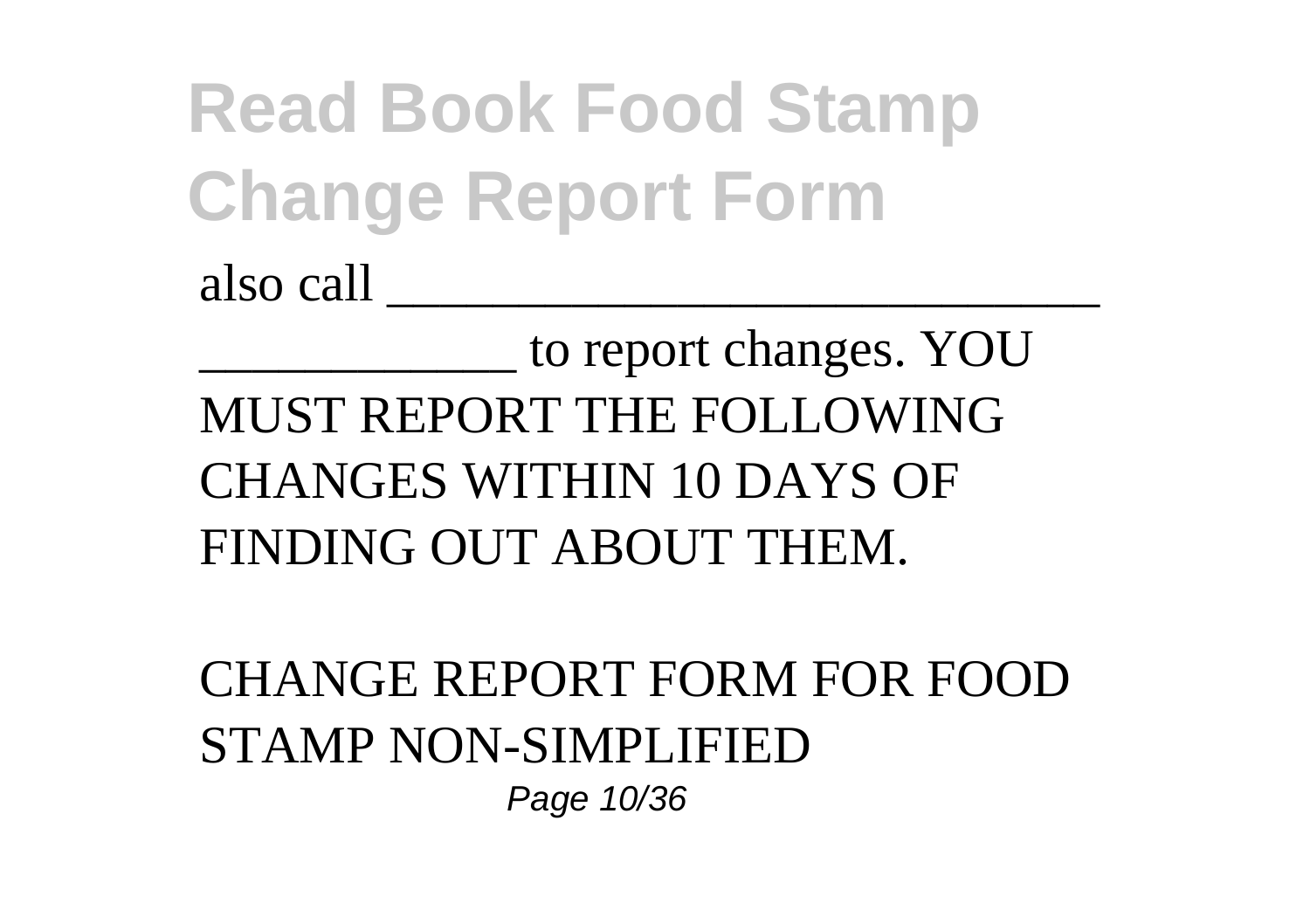also call ______________________________ _____________ to report changes. YOU MUST REPORT THE FOLLOWING CHANGES WITHIN 10 DAYS OF FINDING OUT ABOUT THEM.

CHANGE REPORT FORM FOR FOOD STAMP NON-SIMPLIFIED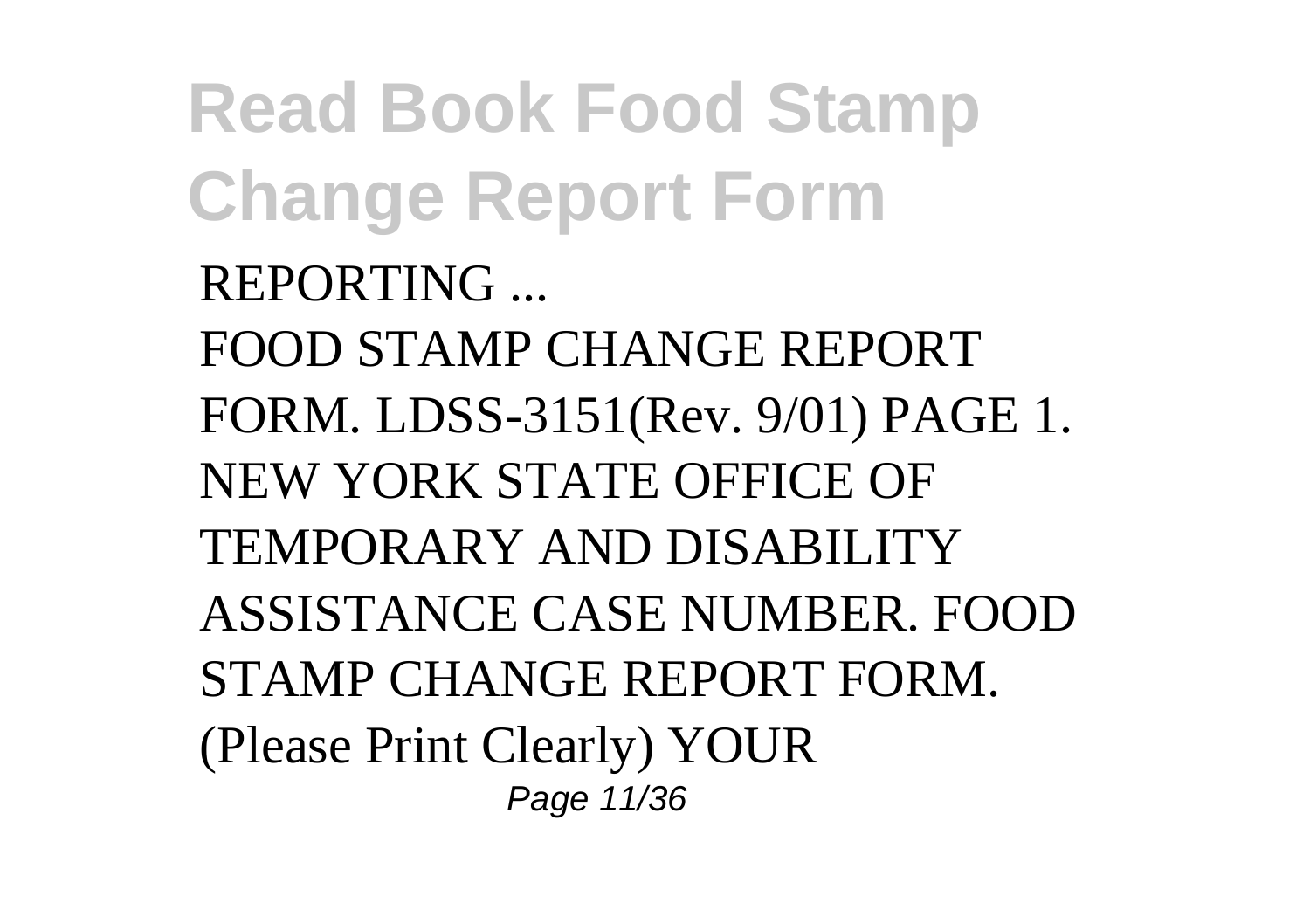REPORTING ...

FOOD STAMP CHANGE REPORT FORM. LDSS-3151(Rev. 9/01) PAGE 1. NEW YORK STATE OFFICE OF TEMPORARY AND DISABILITY ASSISTANCE CASE NUMBER. FOOD STAMP CHANGE REPORT FORM. (Please Print Clearly) YOUR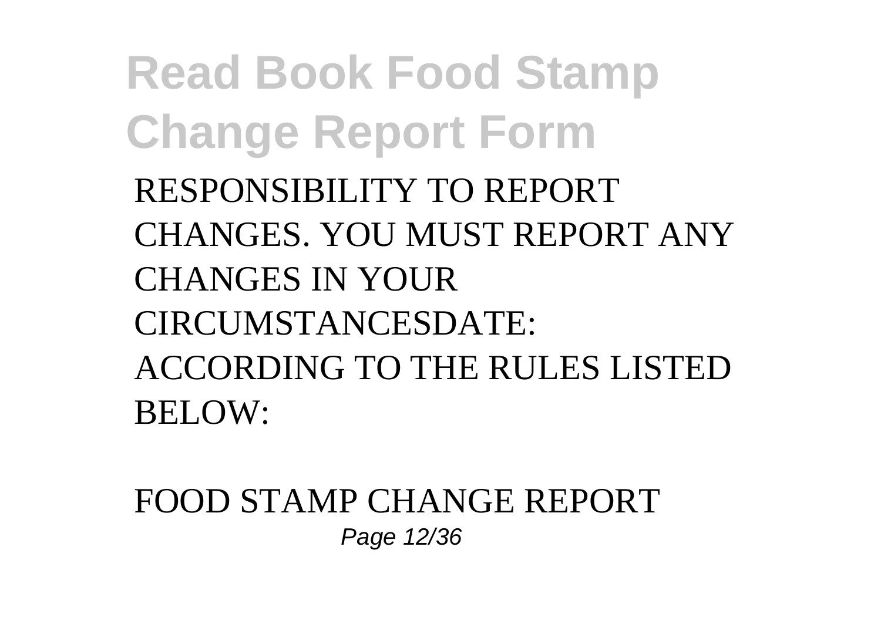RESPONSIBILITY TO REPORT CHANGES. YOU MUST REPORT ANY CHANGES IN YOUR CIRCUMSTANCESDATE: ACCORDING TO THE RULES LISTED BELOW:

FOOD STAMP CHANGE REPORT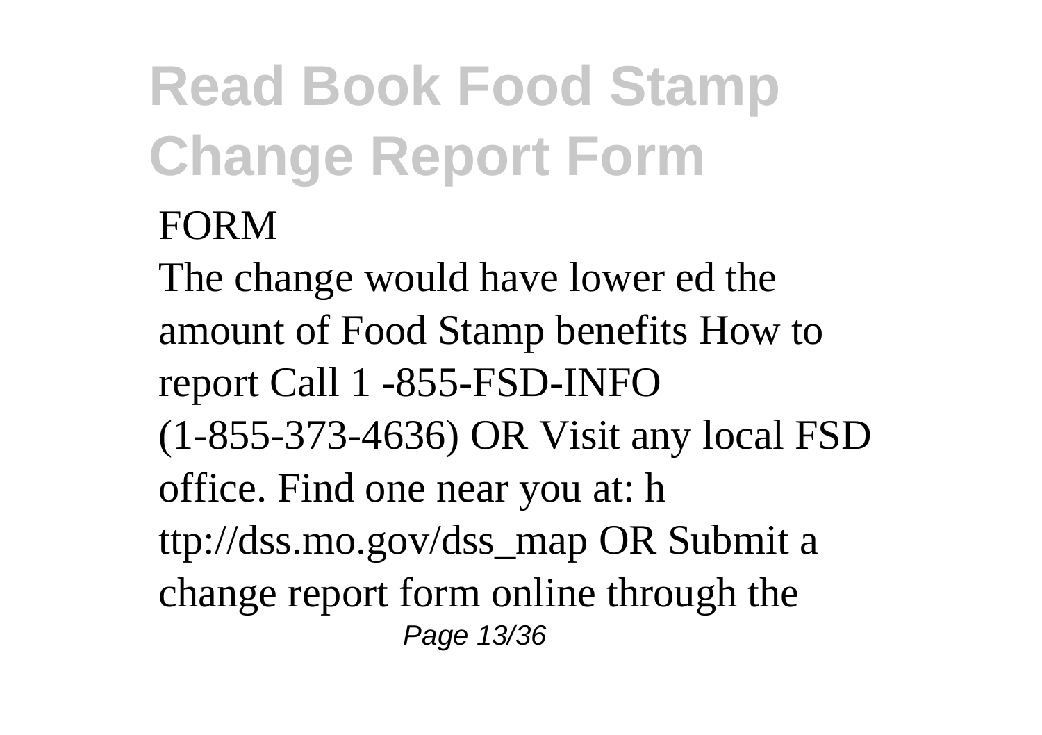FORM

The change would have lower ed the amount of Food Stamp benefits How to report Call 1 -855-FSD-INFO (1-855-373-4636) OR Visit any local FSD office. Find one near you at: h ttp://dss.mo.gov/dss_map OR Submit a change report form online through the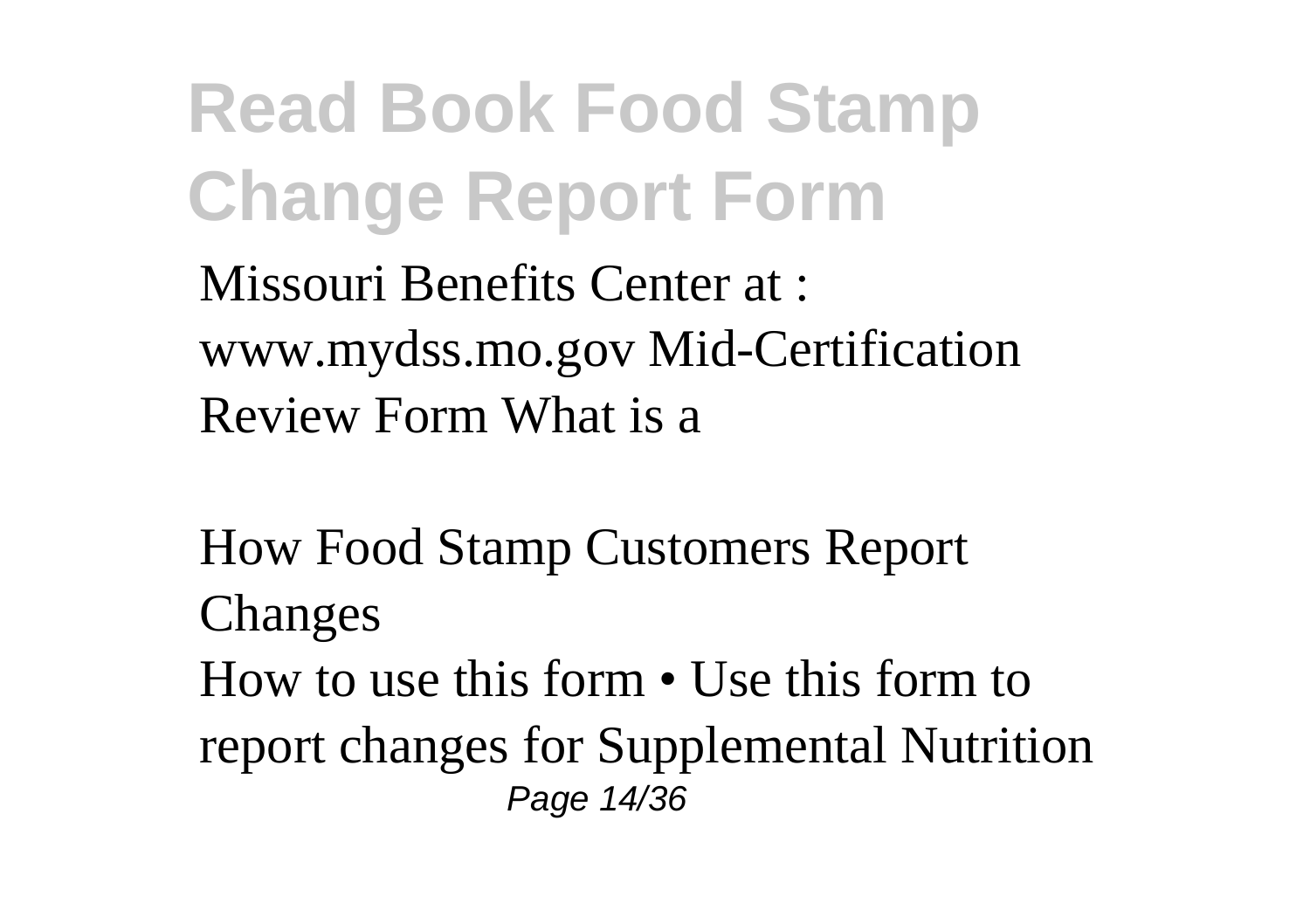Missouri Benefits Center at : www.mydss.mo.gov Mid-Certification Review Form What is a

How Food Stamp Customers Report Changes

How to use this form • Use this form to report changes for Supplemental Nutrition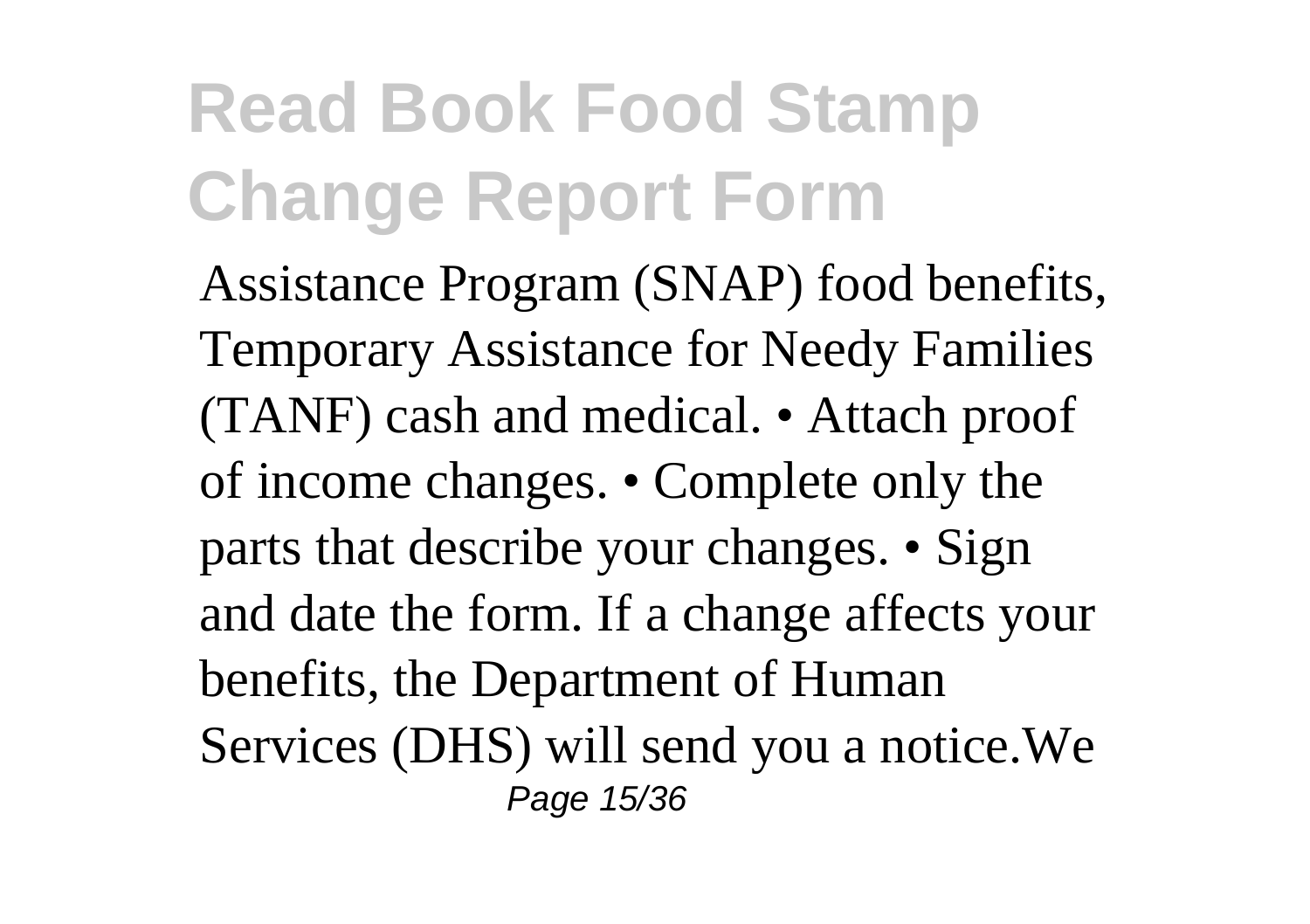# Read Book Food Stamp Change Report Form

Assistance Program (SNAP) food benefits, Temporary Assistance for Needy Families (TANF) cash and medical. • Attach proof of income changes. • Complete only the parts that describe your changes. • Sign and date the form. If a change affects your benefits, the Department of Human Services (DHS) will send you a notice.We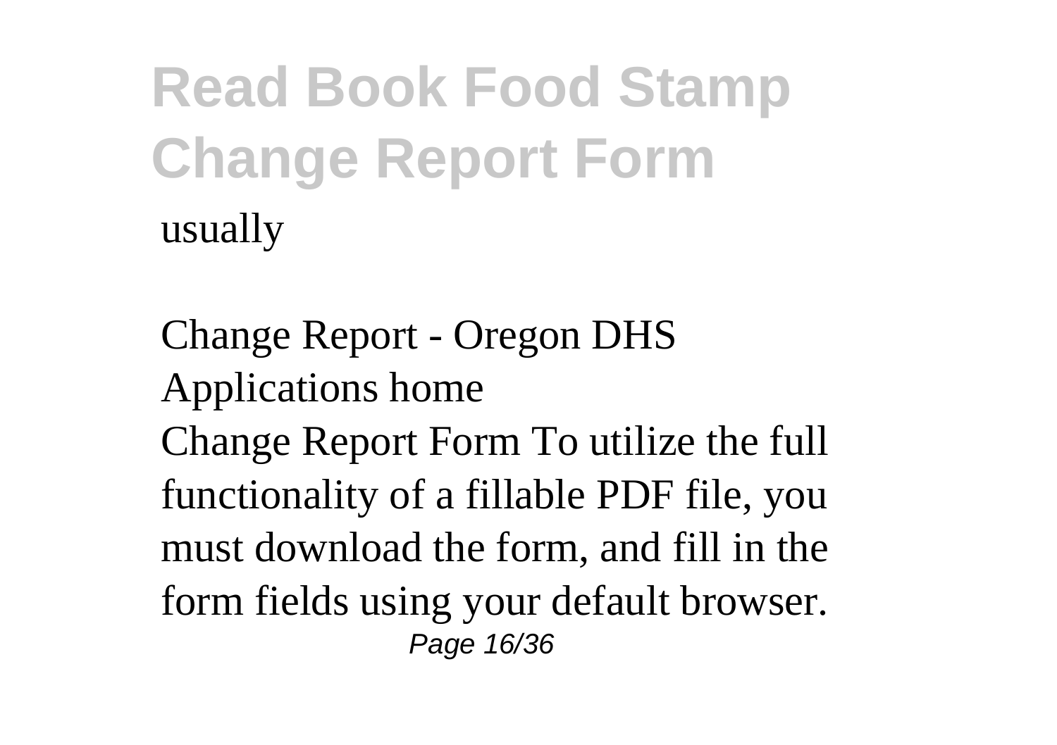usually

Change Report - Oregon DHS Applications home

Change Report Form To utilize the full functionality of a fillable PDF file, you must download the form, and fill in the form fields using your default browser.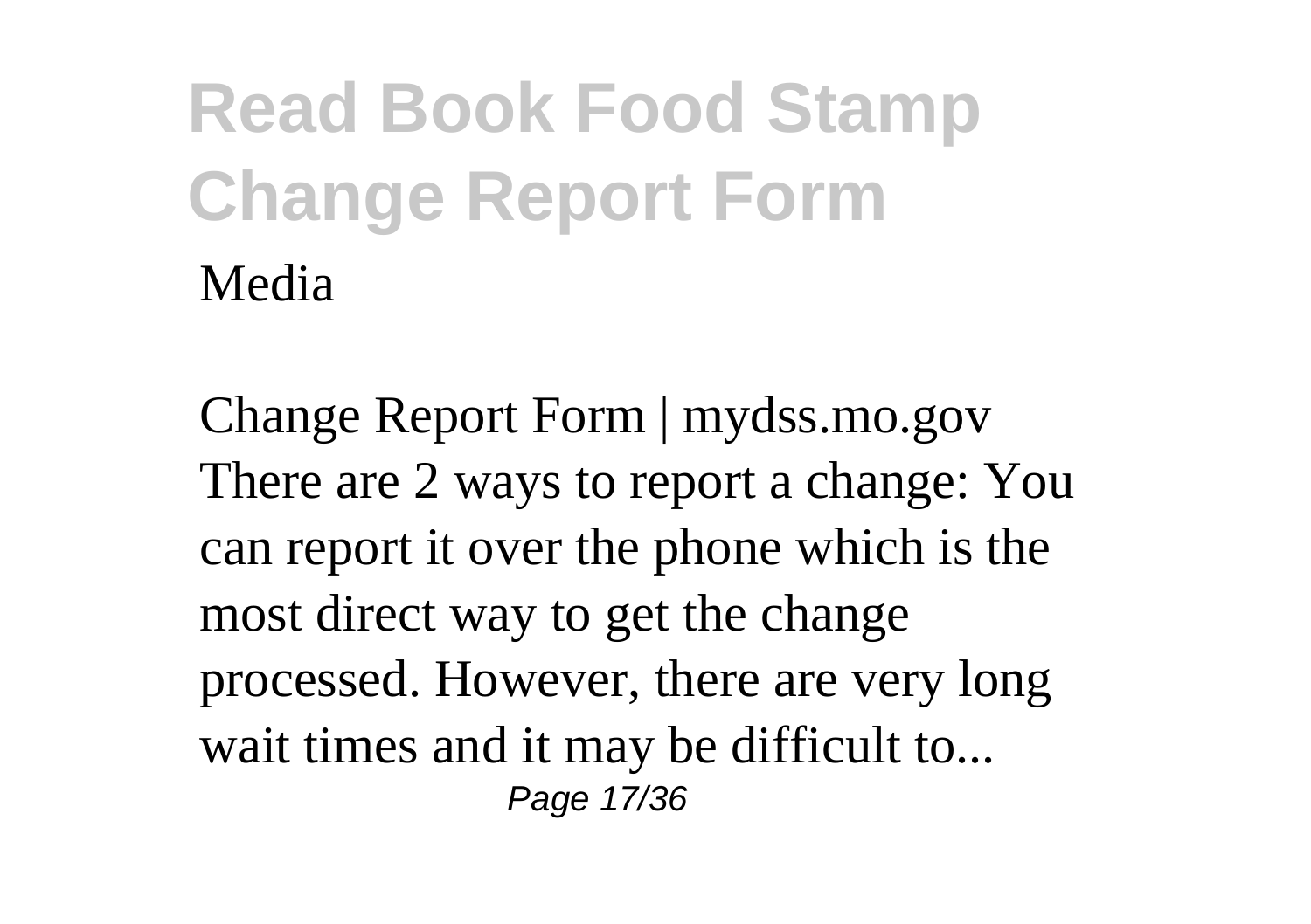Media

Change Report Form | mydss.mo.gov
There are 2 ways to report a change: You can report it over the phone which is the most direct way to get the change processed. However, there are very long wait times and it may be difficult to...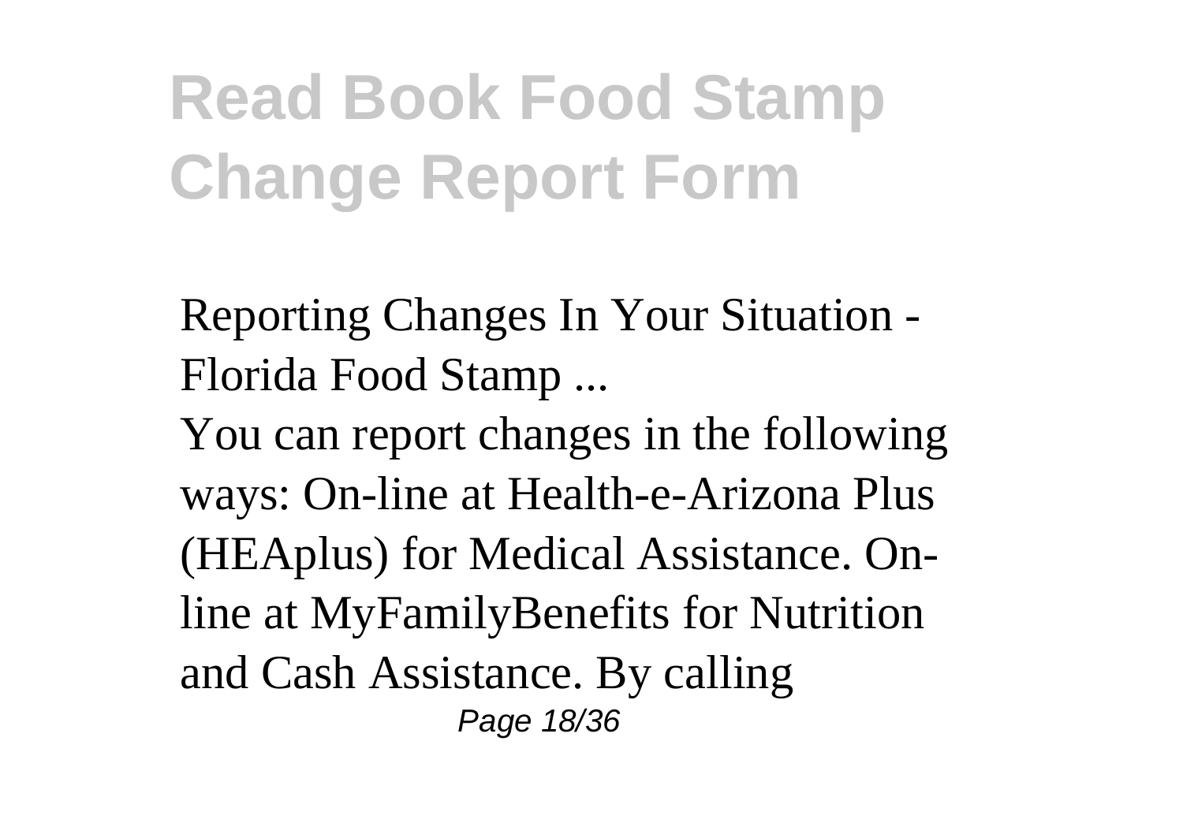# Read Book Food Stamp Change Report Form

Reporting Changes In Your Situation - Florida Food Stamp ...

You can report changes in the following ways: On-line at Health-e-Arizona Plus (HEAplus) for Medical Assistance. On-line at MyFamilyBenefits for Nutrition and Cash Assistance. By calling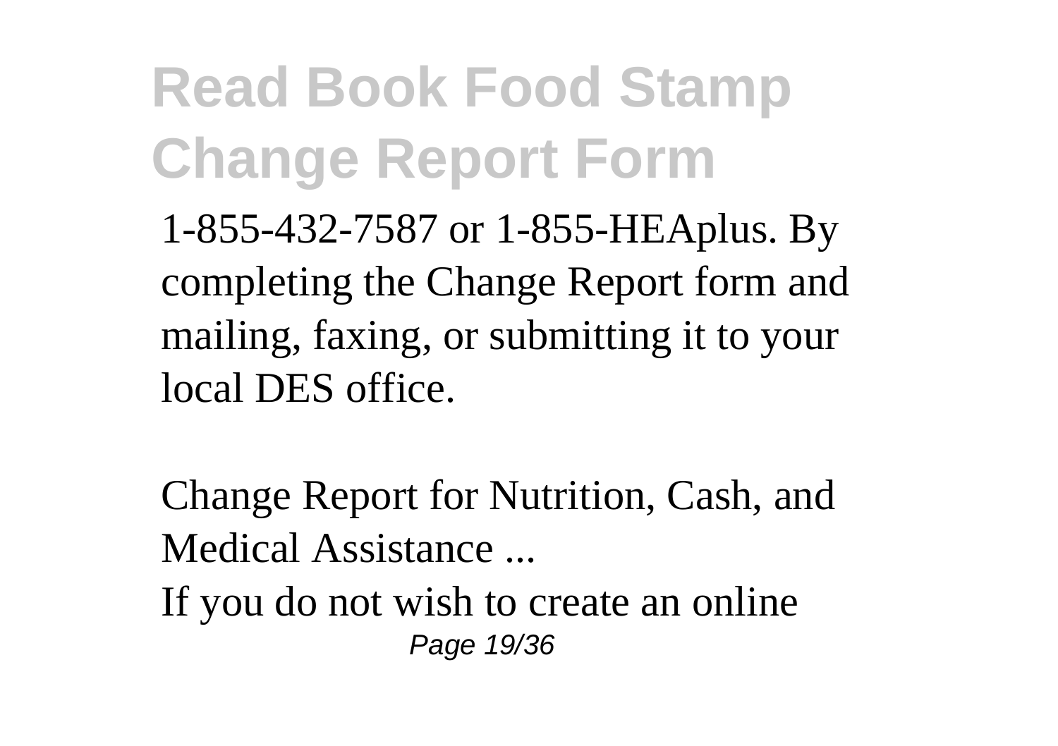1-855-432-7587 or 1-855-HEAplus. By completing the Change Report form and mailing, faxing, or submitting it to your local DES office.

Change Report for Nutrition, Cash, and Medical Assistance ...

If you do not wish to create an online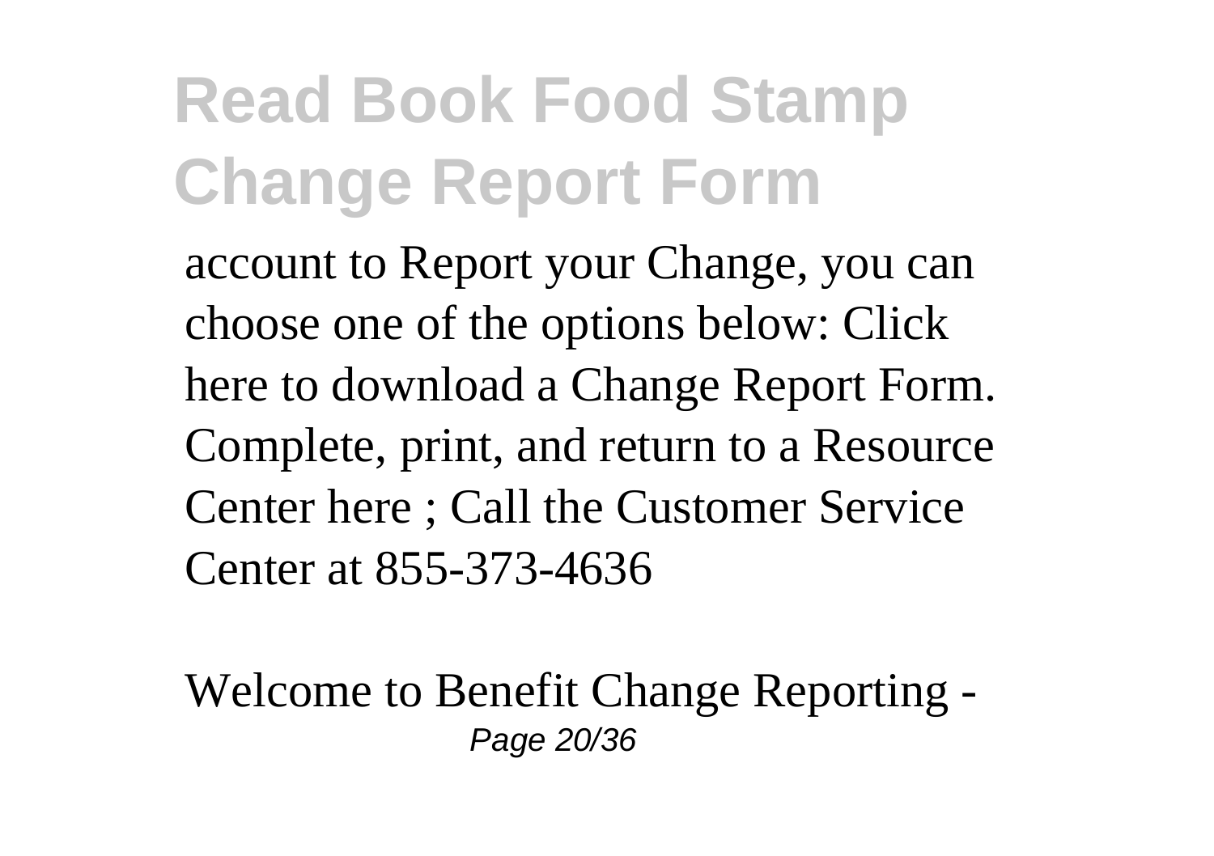account to Report your Change, you can choose one of the options below: Click here to download a Change Report Form. Complete, print, and return to a Resource Center here ; Call the Customer Service Center at 855-373-4636

Welcome to Benefit Change Reporting -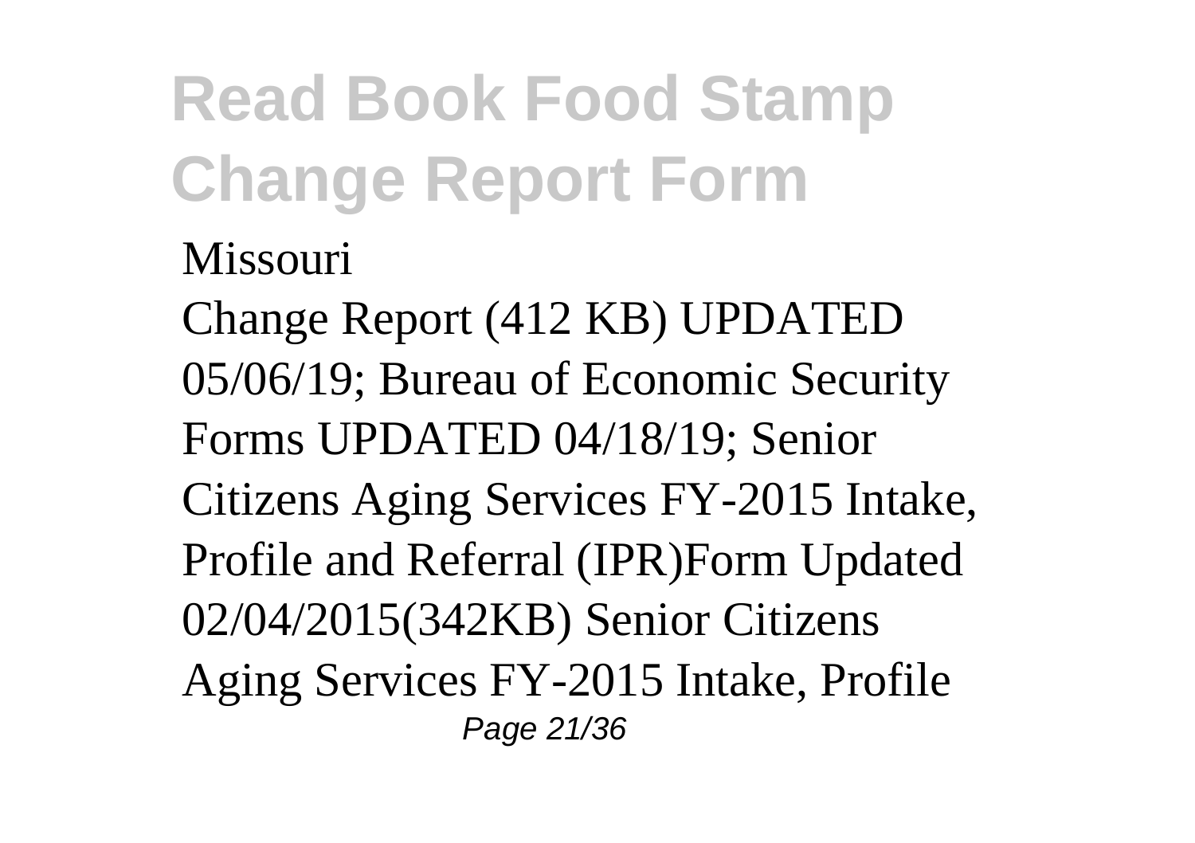Missouri

Change Report (412 KB) UPDATED 05/06/19; Bureau of Economic Security Forms UPDATED 04/18/19; Senior Citizens Aging Services FY-2015 Intake, Profile and Referral (IPR)Form Updated 02/04/2015(342KB) Senior Citizens Aging Services FY-2015 Intake, Profile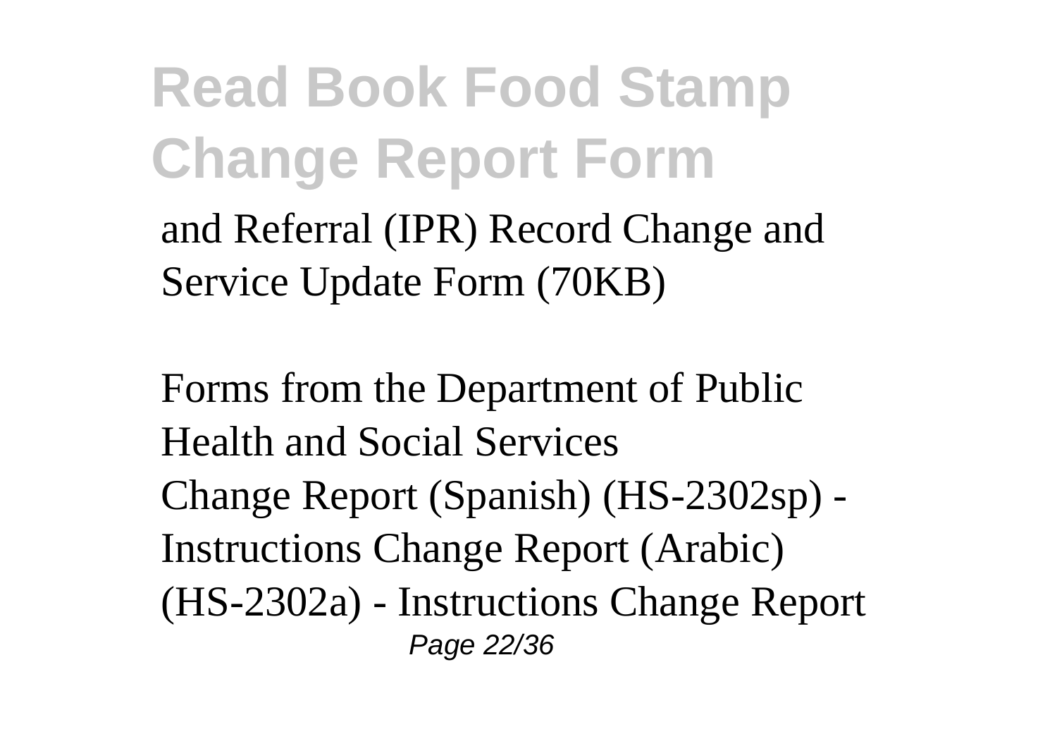and Referral (IPR) Record Change and Service Update Form (70KB)

Forms from the Department of Public Health and Social Services
Change Report (Spanish) (HS-2302sp) - Instructions Change Report (Arabic) (HS-2302a) - Instructions Change Report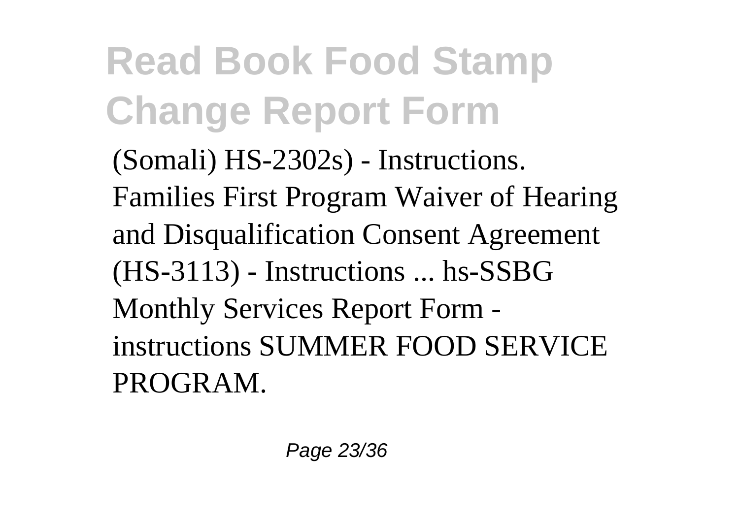(Somali) HS-2302s) - Instructions. Families First Program Waiver of Hearing and Disqualification Consent Agreement (HS-3113) - Instructions ... hs-SSBG Monthly Services Report Form - instructions SUMMER FOOD SERVICE PROGRAM.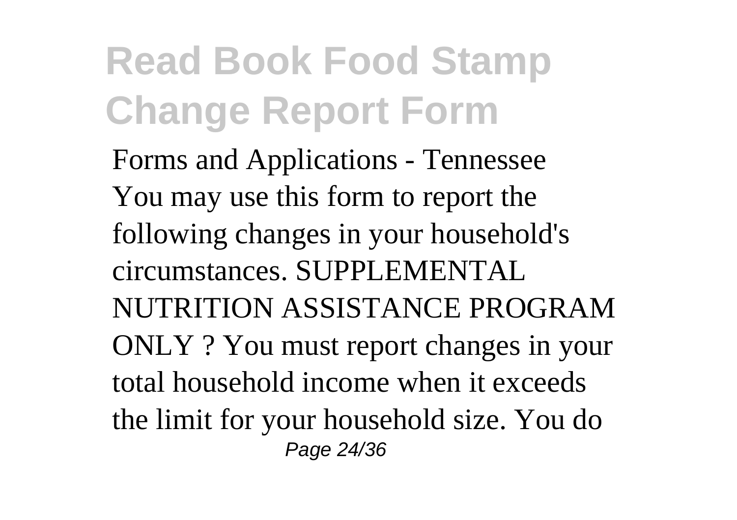Forms and Applications - Tennessee
You may use this form to report the following changes in your household's circumstances. SUPPLEMENTAL NUTRITION ASSISTANCE PROGRAM ONLY ? You must report changes in your total household income when it exceeds the limit for your household size. You do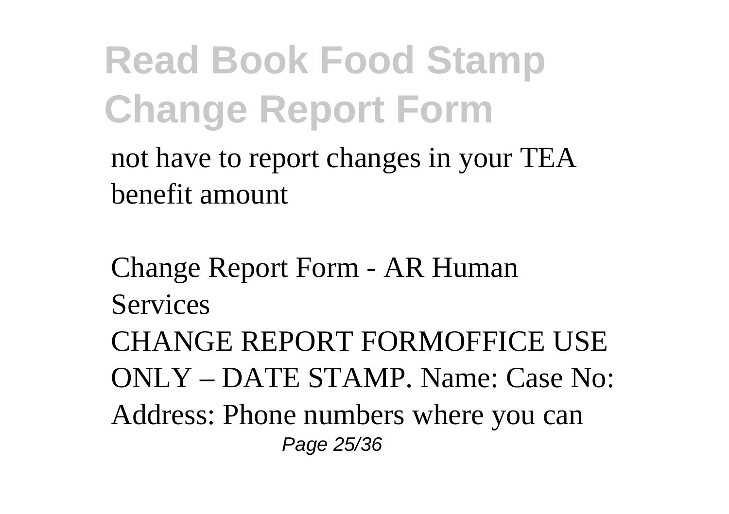not have to report changes in your TEA benefit amount

Change Report Form - AR Human Services

CHANGE REPORT FORMOFFICE USE ONLY – DATE STAMP. Name: Case No: Address: Phone numbers where you can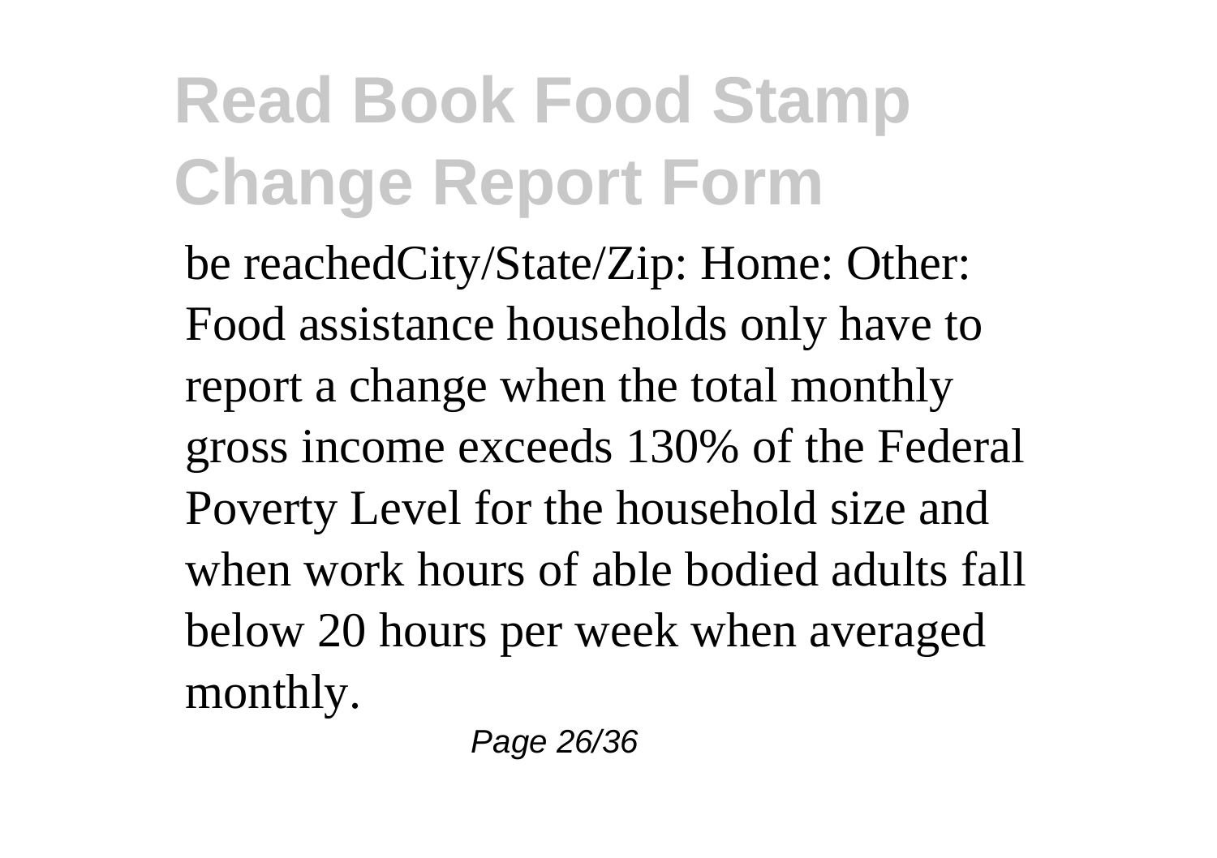be reachedCity/State/Zip: Home: Other: Food assistance households only have to report a change when the total monthly gross income exceeds 130% of the Federal Poverty Level for the household size and when work hours of able bodied adults fall below 20 hours per week when averaged monthly.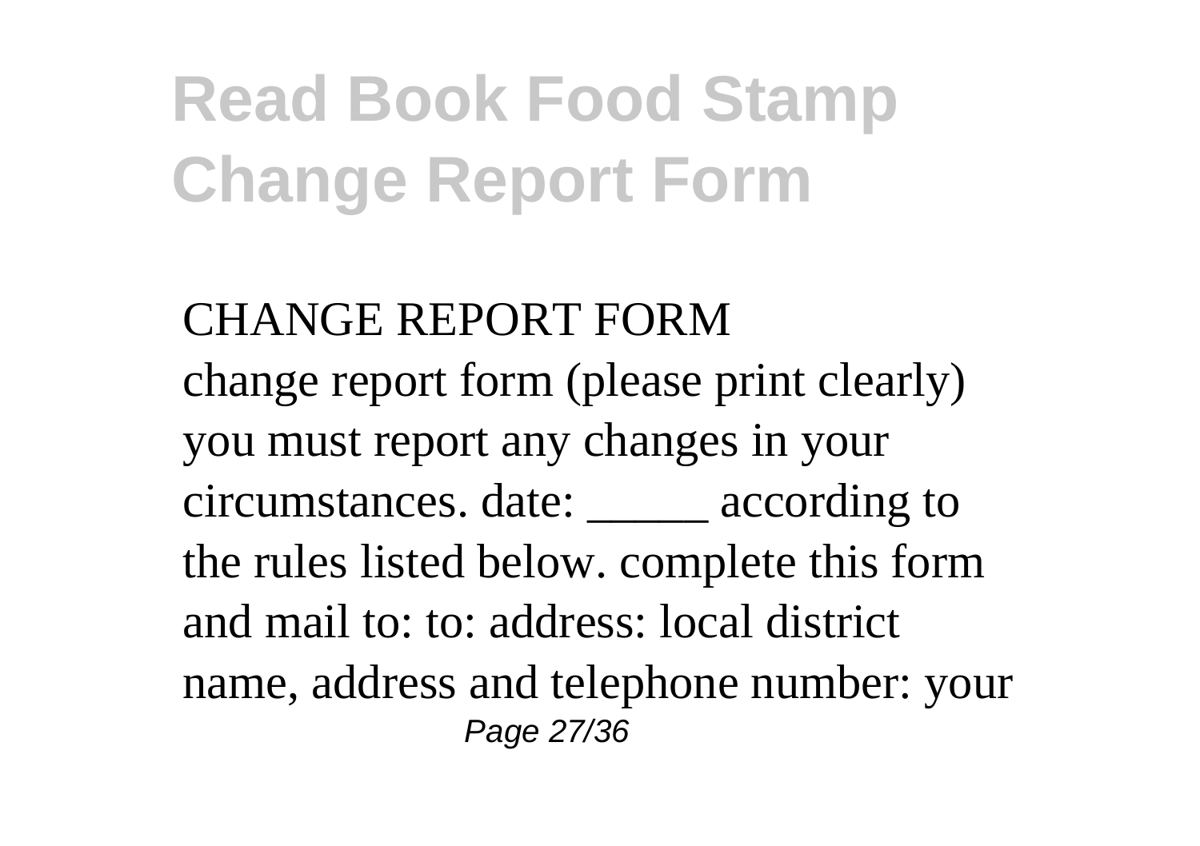# Read Book Food Stamp Change Report Form

CHANGE REPORT FORM

change report form (please print clearly) you must report any changes in your circumstances. date: _____ according to the rules listed below. complete this form and mail to: to: address: local district name, address and telephone number: your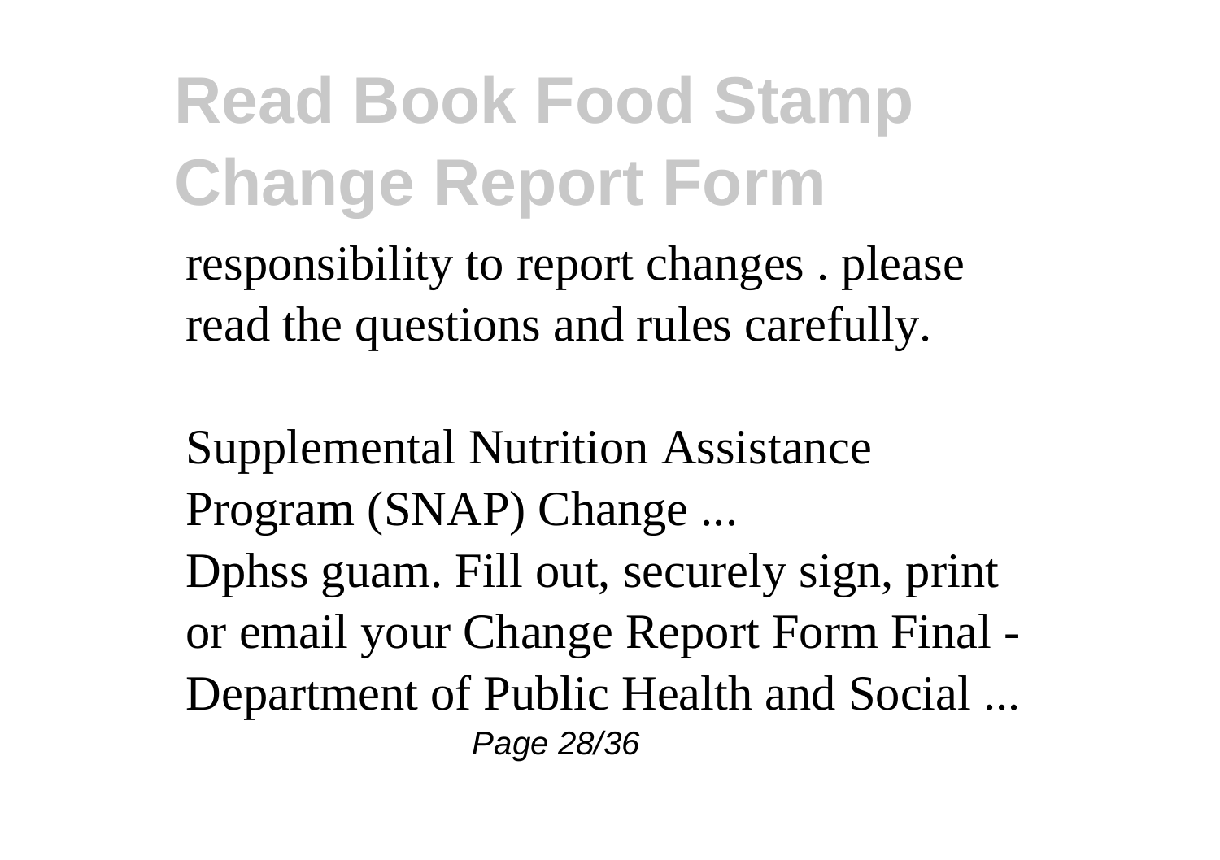responsibility to report changes . please read the questions and rules carefully.

Supplemental Nutrition Assistance Program (SNAP) Change ...

Dphss guam. Fill out, securely sign, print or email your Change Report Form Final - Department of Public Health and Social ...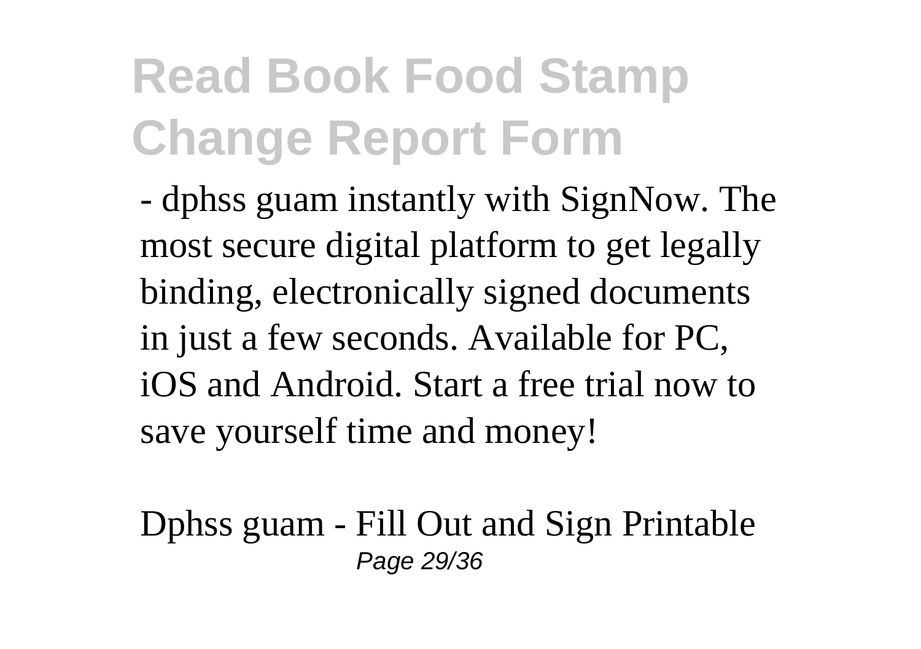# Read Book Food Stamp Change Report Form

- dphss guam instantly with SignNow. The most secure digital platform to get legally binding, electronically signed documents in just a few seconds. Available for PC, iOS and Android. Start a free trial now to save yourself time and money!

Dphss guam - Fill Out and Sign Printable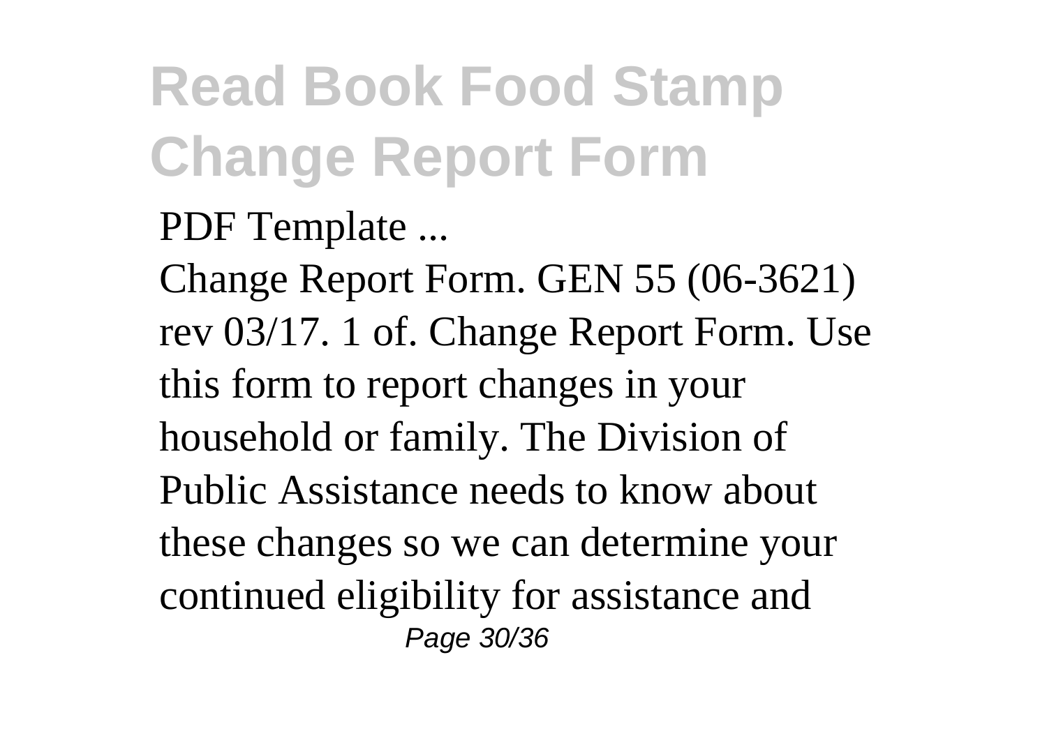PDF Template ...

Change Report Form. GEN 55 (06-3621) rev 03/17. 1 of. Change Report Form. Use this form to report changes in your household or family. The Division of Public Assistance needs to know about these changes so we can determine your continued eligibility for assistance and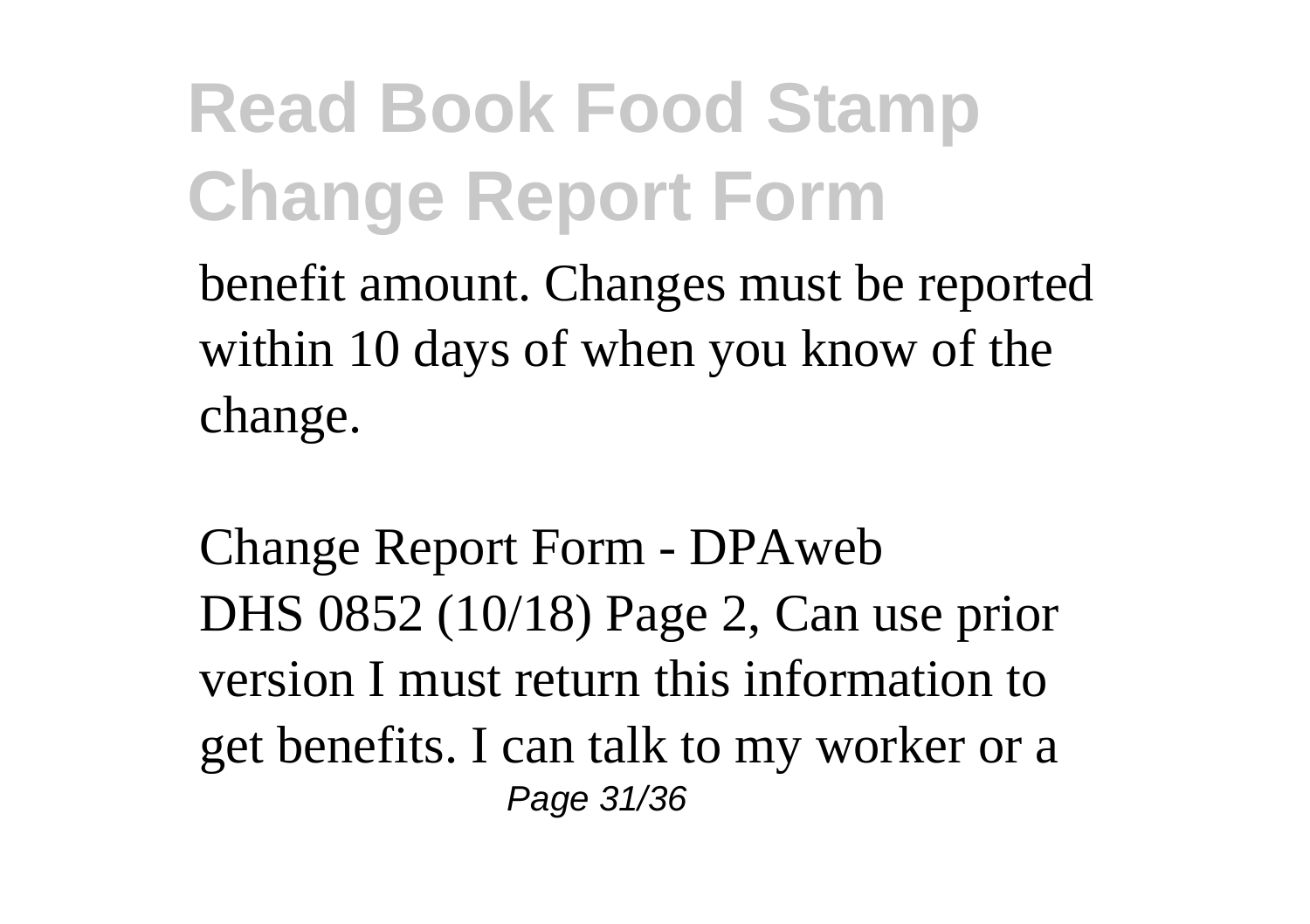benefit amount. Changes must be reported within 10 days of when you know of the change.

Change Report Form - DPAweb
DHS 0852 (10/18) Page 2, Can use prior version I must return this information to get benefits. I can talk to my worker or a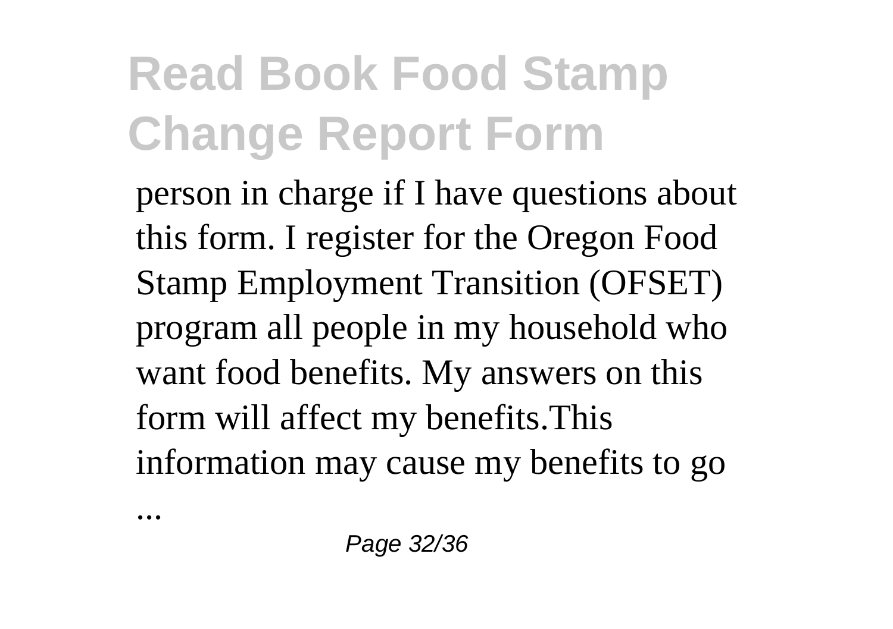# Read Book Food Stamp Change Report Form

person in charge if I have questions about this form. I register for the Oregon Food Stamp Employment Transition (OFSET) program all people in my household who want food benefits. My answers on this form will affect my benefits.This information may cause my benefits to go

...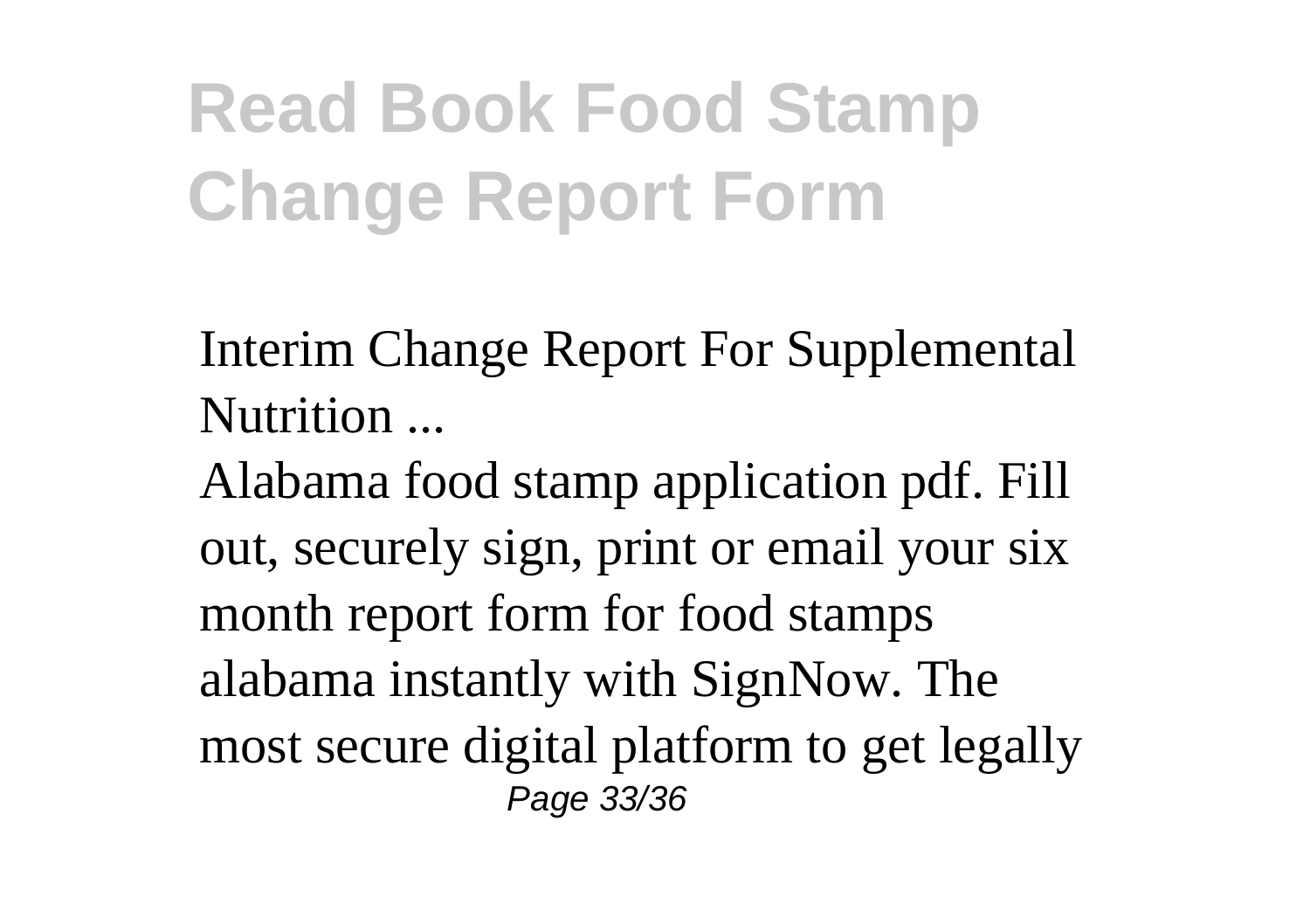# Read Book Food Stamp Change Report Form

Interim Change Report For Supplemental Nutrition ...

Alabama food stamp application pdf. Fill out, securely sign, print or email your six month report form for food stamps alabama instantly with SignNow. The most secure digital platform to get legally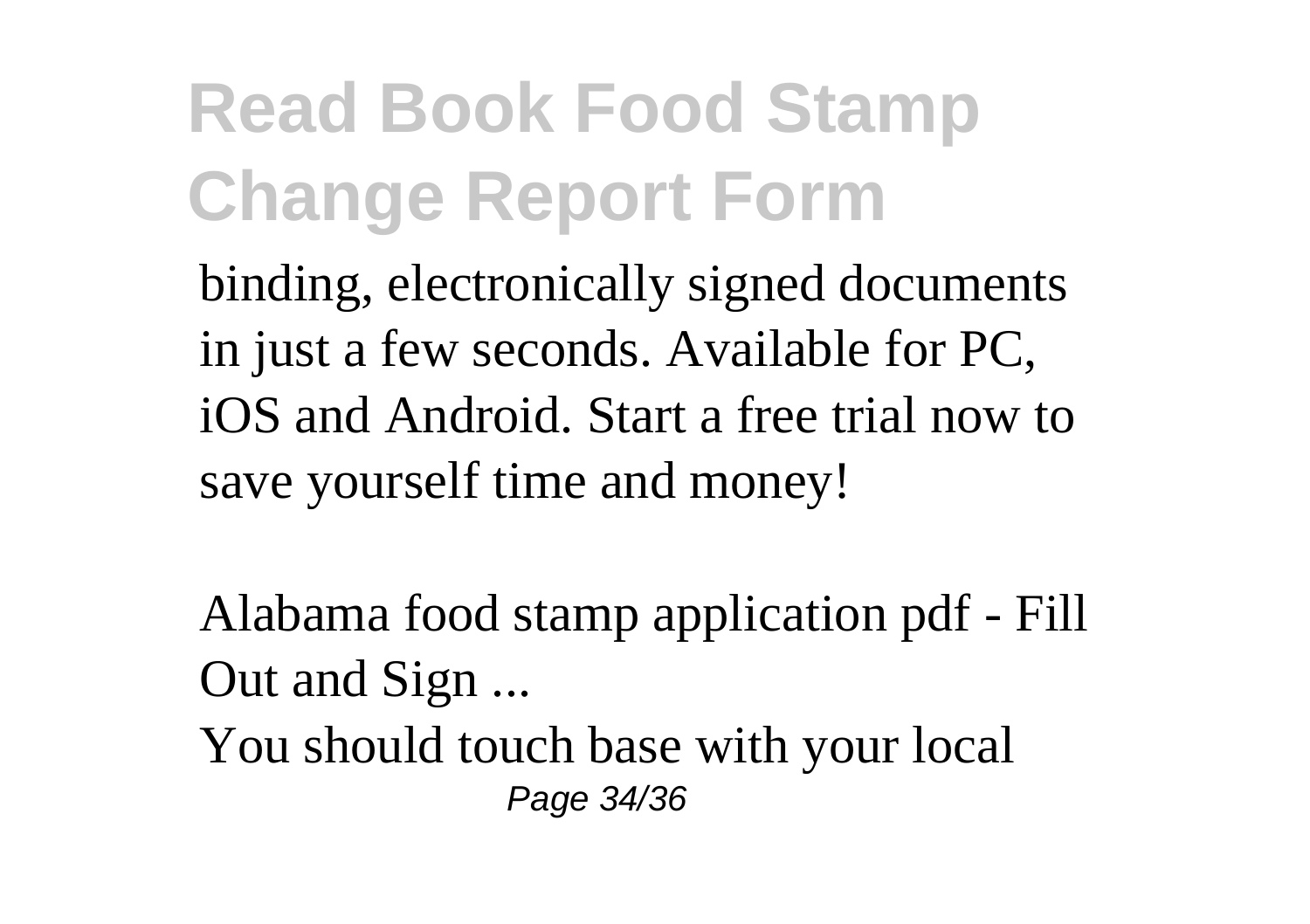binding, electronically signed documents in just a few seconds. Available for PC, iOS and Android. Start a free trial now to save yourself time and money!

Alabama food stamp application pdf - Fill Out and Sign ...

You should touch base with your local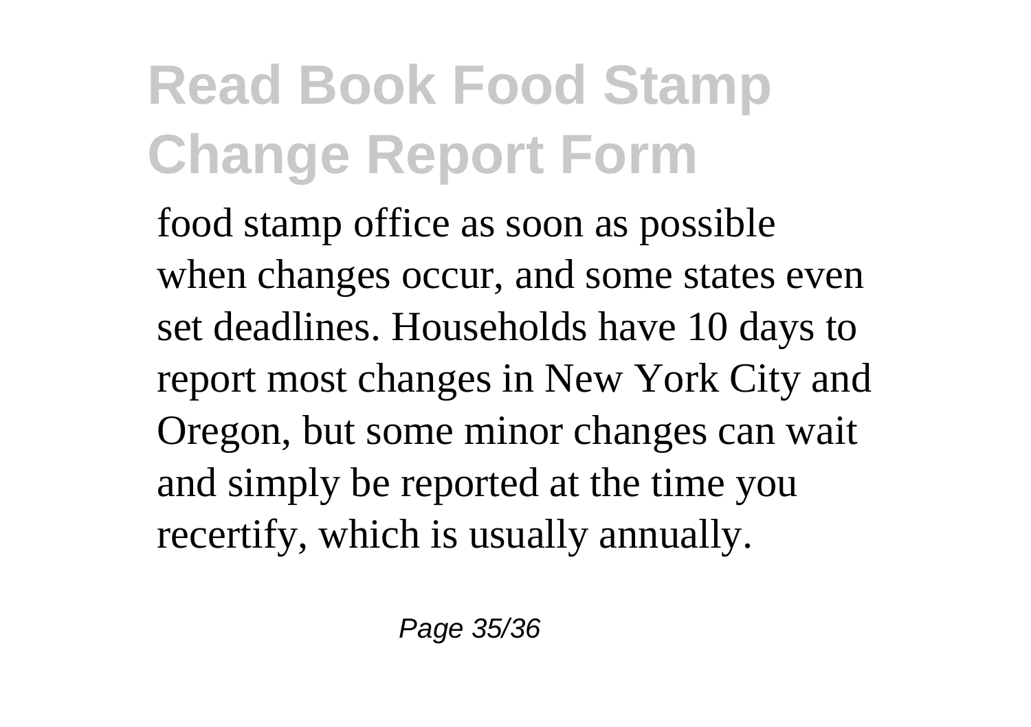food stamp office as soon as possible when changes occur, and some states even set deadlines. Households have 10 days to report most changes in New York City and Oregon, but some minor changes can wait and simply be reported at the time you recertify, which is usually annually.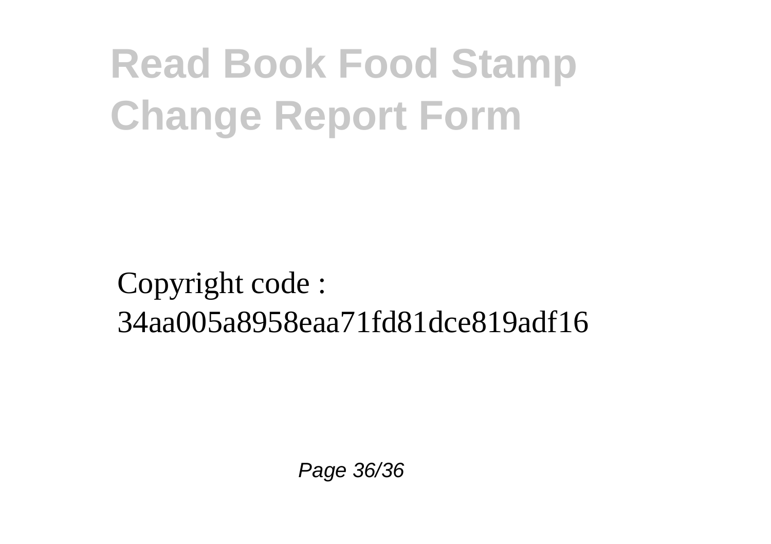Copyright code : 34aa005a8958eaa71fd81dce819adf16